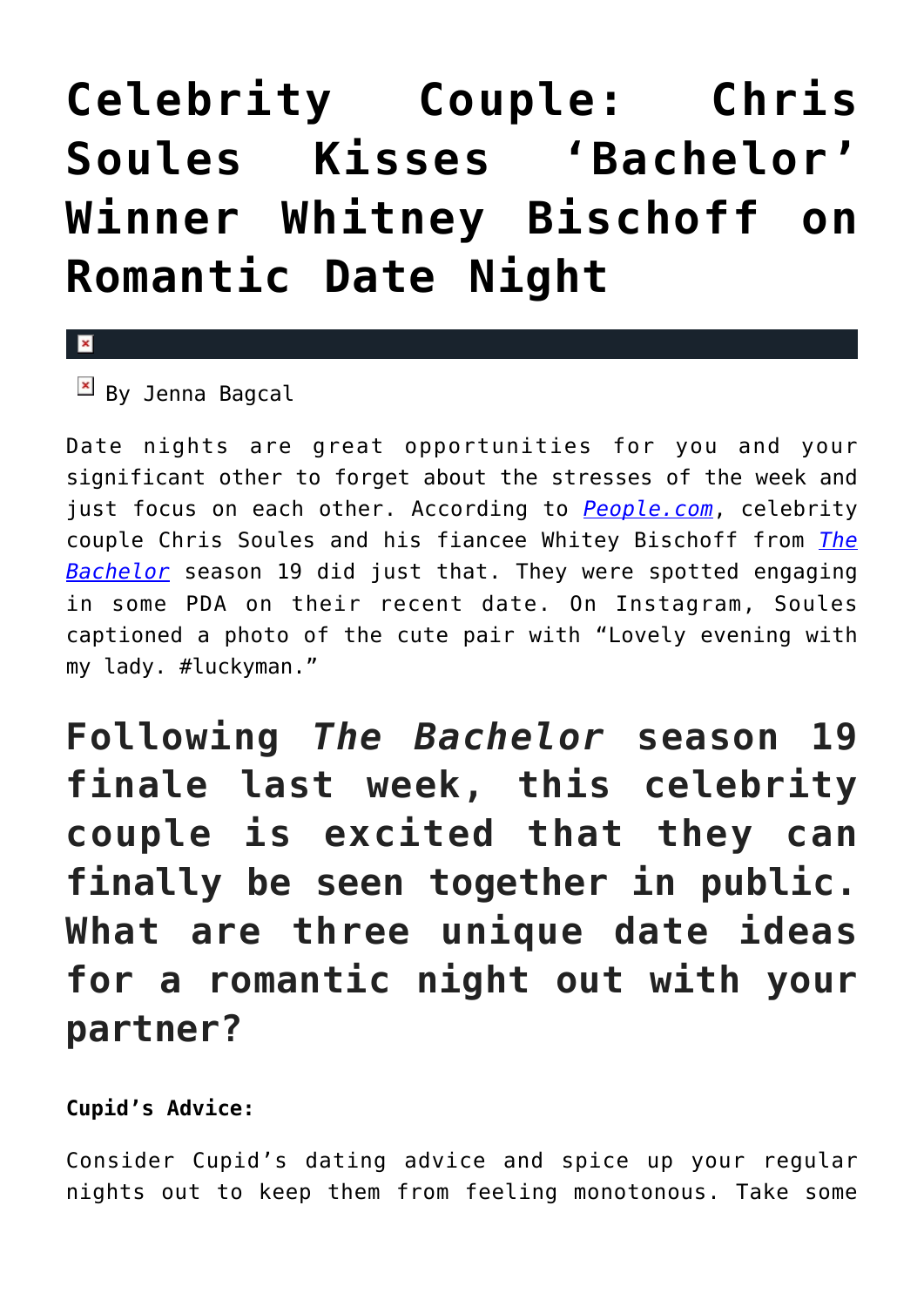# Celebrity Couple: Chris Soules Kisses 'Bachelor' Winner Whitney Bischoff on Romantic Date Night

By Jenna Bagcal

Date nights are great opportunities for you and your significant other to forget about the stresses of the week and just focus on each other. According to *People.com*, celebrity couple Chris Soules and his fiancee Whitey Bischoff from *The Bachelor* season 19 did just that. They were spotted engaging in some PDA on their recent date. On Instagram, Soules captioned a photo of the cute pair with "Lovely evening with my lady. #luckyman."

## Following *The Bachelor* season 19 finale last week, this celebrity couple is excited that they can finally be seen together in public. What are three unique date ideas for a romantic night out with your partner?

**Cupid's Advice:**

Consider Cupid's dating advice and spice up your regular nights out to keep them from feeling monotonous. Take some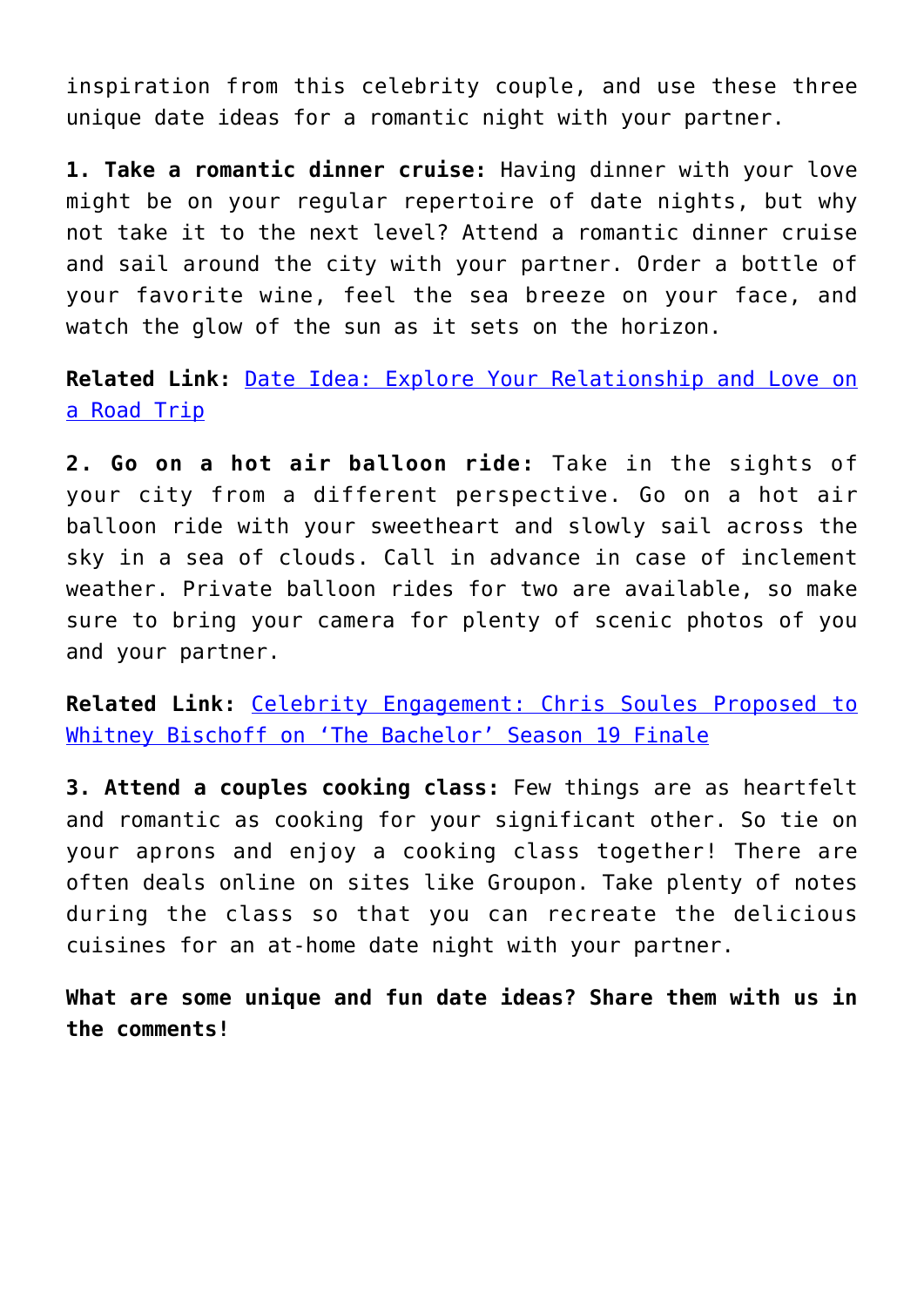inspiration from this celebrity couple, and use these three unique date ideas for a romantic night with your partner.

**1. Take a romantic dinner cruise:** Having dinner with your love might be on your regular repertoire of date nights, but why not take it to the next level? Attend a romantic dinner cruise and sail around the city with your partner. Order a bottle of your favorite wine, feel the sea breeze on your face, and watch the glow of the sun as it sets on the horizon.

**Related Link:** Date Idea: Explore Your Relationship and Love on a Road Trip

**2. Go on a hot air balloon ride:** Take in the sights of your city from a different perspective. Go on a hot air balloon ride with your sweetheart and slowly sail across the sky in a sea of clouds. Call in advance in case of inclement weather. Private balloon rides for two are available, so make sure to bring your camera for plenty of scenic photos of you and your partner.

**Related Link:** Celebrity Engagement: Chris Soules Proposed to Whitney Bischoff on 'The Bachelor' Season 19 Finale

**3. Attend a couples cooking class:** Few things are as heartfelt and romantic as cooking for your significant other. So tie on your aprons and enjoy a cooking class together! There are often deals online on sites like Groupon. Take plenty of notes during the class so that you can recreate the delicious cuisines for an at-home date night with your partner.

**What are some unique and fun date ideas? Share them with us in the comments!**